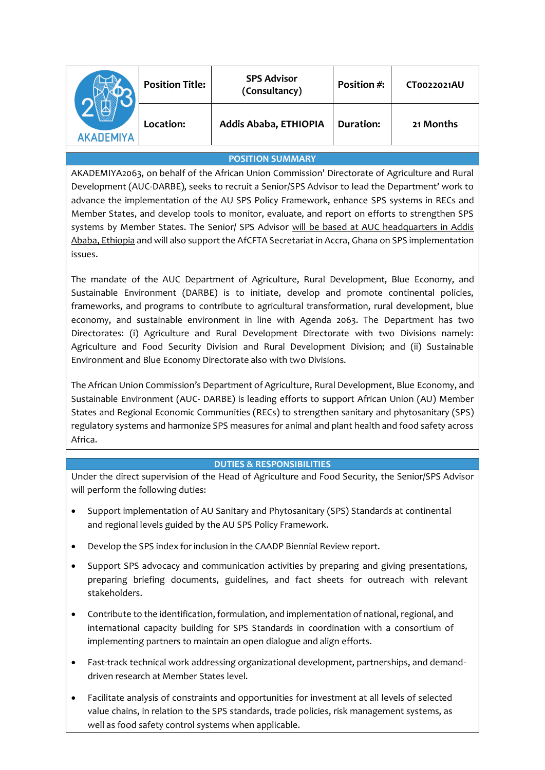| AKADEMIYA | Position Title: | SPS Advisor (Consultancy) | Position #: | CT0022021AU |
|---|---|---|---|---|
| | Location: | Addis Ababa, ETHIOPIA | Duration: | 21 Months |

## POSITION SUMMARY

AKADEMIYA2063, on behalf of the African Union Commission' Directorate of Agriculture and Rural Development (AUC-DARBE), seeks to recruit a Senior/SPS Advisor to lead the Department' work to advance the implementation of the AU SPS Policy Framework, enhance SPS systems in RECs and Member States, and develop tools to monitor, evaluate, and report on efforts to strengthen SPS systems by Member States. The Senior/ SPS Advisor will be based at AUC headquarters in Addis Ababa, Ethiopia and will also support the AfCFTA Secretariat in Accra, Ghana on SPS implementation issues.

The mandate of the AUC Department of Agriculture, Rural Development, Blue Economy, and Sustainable Environment (DARBE) is to initiate, develop and promote continental policies, frameworks, and programs to contribute to agricultural transformation, rural development, blue economy, and sustainable environment in line with Agenda 2063. The Department has two Directorates: (i) Agriculture and Rural Development Directorate with two Divisions namely: Agriculture and Food Security Division and Rural Development Division; and (ii) Sustainable Environment and Blue Economy Directorate also with two Divisions.

The African Union Commission's Department of Agriculture, Rural Development, Blue Economy, and Sustainable Environment (AUC- DARBE) is leading efforts to support African Union (AU) Member States and Regional Economic Communities (RECs) to strengthen sanitary and phytosanitary (SPS) regulatory systems and harmonize SPS measures for animal and plant health and food safety across Africa.

## DUTIES & RESPONSIBILITIES

Under the direct supervision of the Head of Agriculture and Food Security, the Senior/SPS Advisor will perform the following duties:

- Support implementation of AU Sanitary and Phytosanitary (SPS) Standards at continental and regional levels guided by the AU SPS Policy Framework.
- Develop the SPS index for inclusion in the CAADP Biennial Review report.
- Support SPS advocacy and communication activities by preparing and giving presentations, preparing briefing documents, guidelines, and fact sheets for outreach with relevant stakeholders.
- Contribute to the identification, formulation, and implementation of national, regional, and international capacity building for SPS Standards in coordination with a consortium of implementing partners to maintain an open dialogue and align efforts.
- Fast-track technical work addressing organizational development, partnerships, and demand-driven research at Member States level.
- Facilitate analysis of constraints and opportunities for investment at all levels of selected value chains, in relation to the SPS standards, trade policies, risk management systems, as well as food safety control systems when applicable.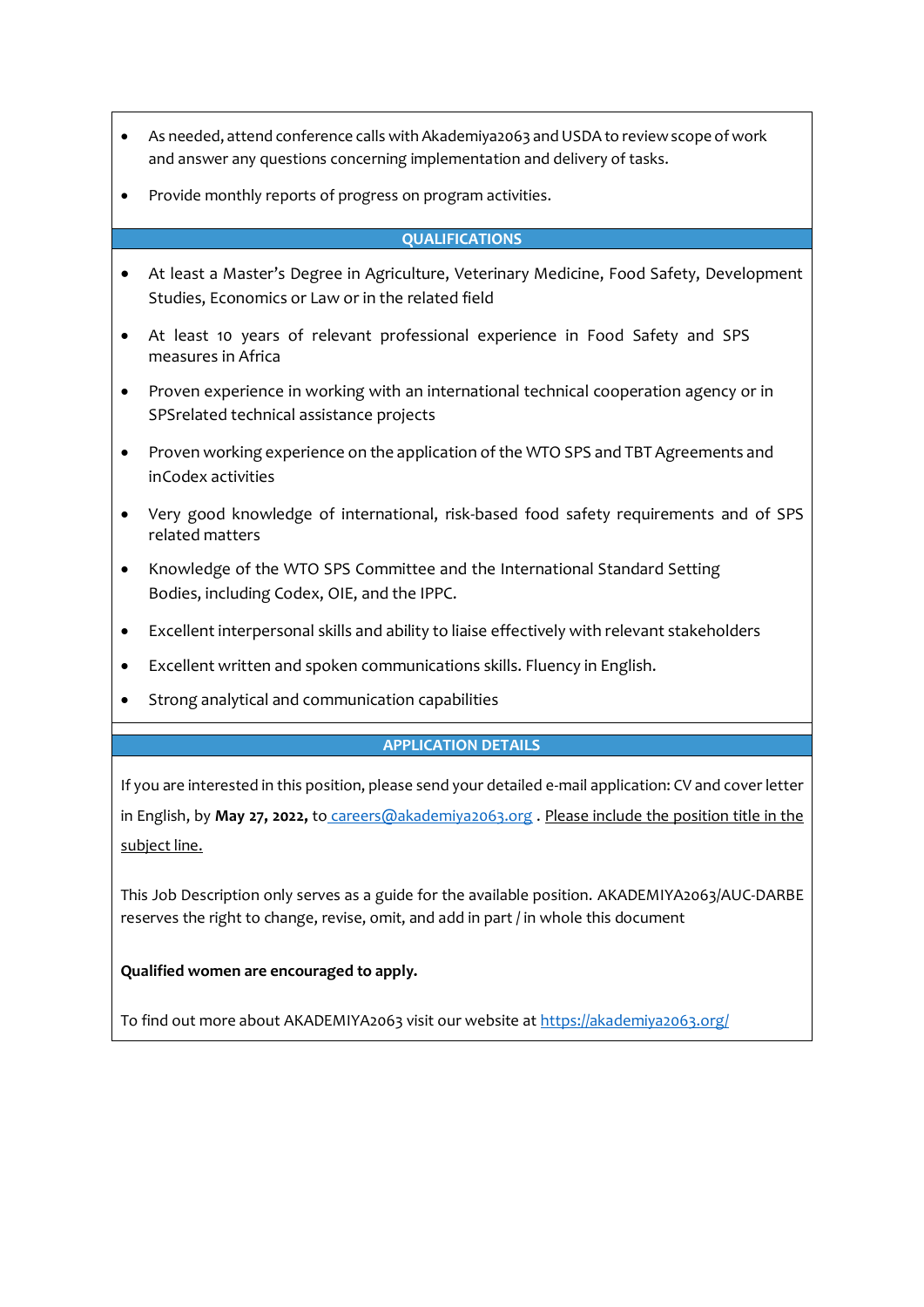- As needed, attend conference calls with Akademiya2063 and USDA to review scope of work and answer any questions concerning implementation and delivery of tasks.
- Provide monthly reports of progress on program activities.

## QUALIFICATIONS

- At least a Master's Degree in Agriculture, Veterinary Medicine, Food Safety, Development Studies, Economics or Law or in the related field
- At least 10 years of relevant professional experience in Food Safety and SPS measures in Africa
- Proven experience in working with an international technical cooperation agency or in SPSrelated technical assistance projects
- Proven working experience on the application of the WTO SPS and TBT Agreements and inCodex activities
- Very good knowledge of international, risk-based food safety requirements and of SPS related matters
- Knowledge of the WTO SPS Committee and the International Standard Setting Bodies, including Codex, OIE, and the IPPC.
- Excellent interpersonal skills and ability to liaise effectively with relevant stakeholders
- Excellent written and spoken communications skills. Fluency in English.
- Strong analytical and communication capabilities

## APPLICATION DETAILS

If you are interested in this position, please send your detailed e-mail application: CV and cover letter in English, by **May 27, 2022,** to careers@akademiya2063.org . Please include the position title in the subject line.

This Job Description only serves as a guide for the available position. AKADEMIYA2063/AUC-DARBE reserves the right to change, revise, omit, and add in part / in whole this document

**Qualified women are encouraged to apply.**

To find out more about AKADEMIYA2063 visit our website at https://akademiya2063.org/